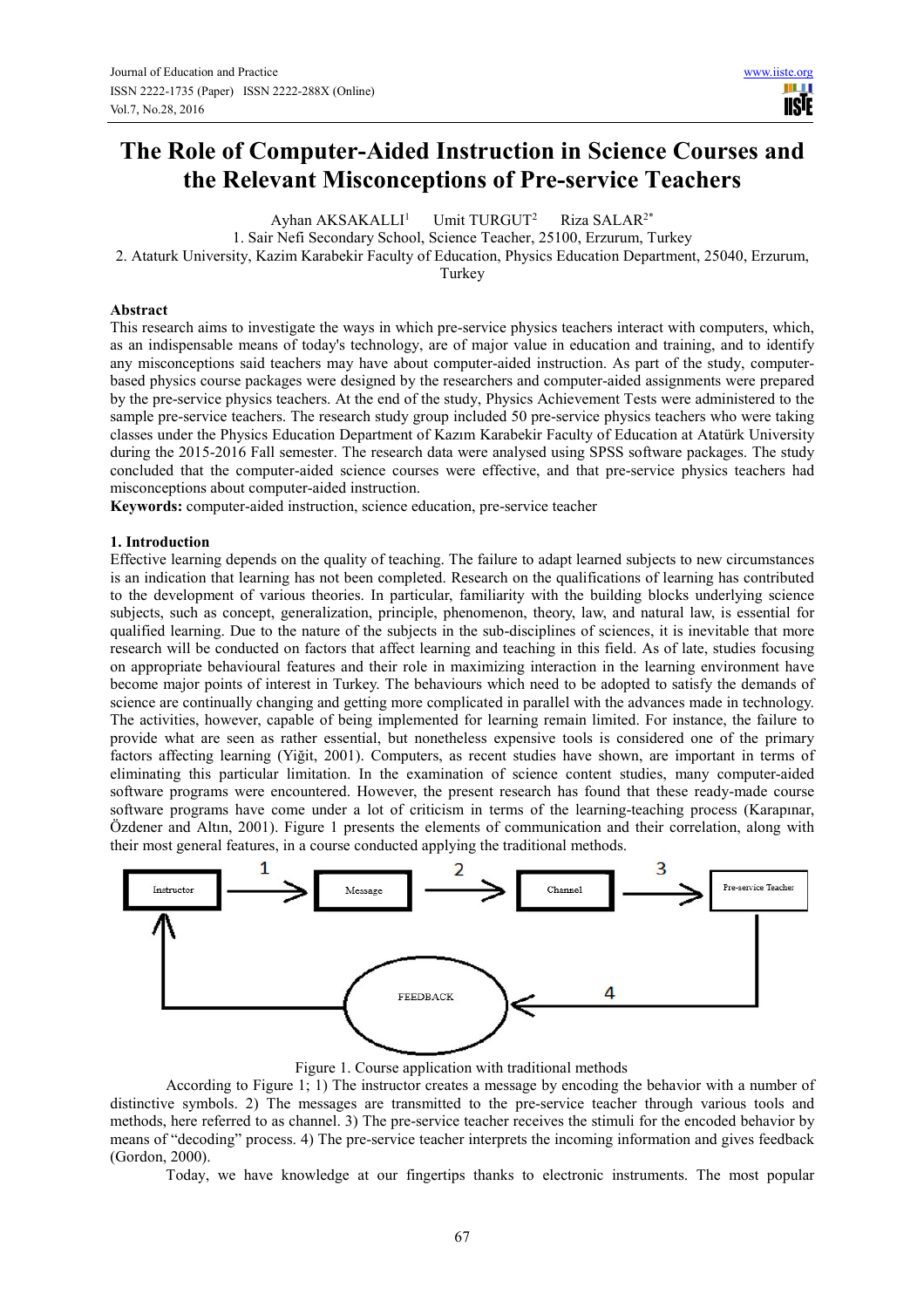# The Role of Computer-Aided Instruction in Science Courses and the Relevant Misconceptions of Pre-service Teachers

Ayhan AKSAKALLI[1] Umit TURGUT[2] Riza SALAR[2*]

1. Sair Nefi Secondary School, Science Teacher, 25100, Erzurum, Turkey
2. Ataturk University, Kazim Karabekir Faculty of Education, Physics Education Department, 25040, Erzurum, Turkey

**Abstract**

This research aims to investigate the ways in which pre-service physics teachers interact with computers, which, as an indispensable means of today's technology, are of major value in education and training, and to identify any misconceptions said teachers may have about computer-aided instruction. As part of the study, computer-based physics course packages were designed by the researchers and computer-aided assignments were prepared by the pre-service physics teachers. At the end of the study, Physics Achievement Tests were administered to the sample pre-service teachers. The research study group included 50 pre-service physics teachers who were taking classes under the Physics Education Department of Kazım Karabekir Faculty of Education at Atatürk University during the 2015-2016 Fall semester. The research data were analysed using SPSS software packages. The study concluded that the computer-aided science courses were effective, and that pre-service physics teachers had misconceptions about computer-aided instruction.

**Keywords:** computer-aided instruction, science education, pre-service teacher

## 1. Introduction

Effective learning depends on the quality of teaching. The failure to adapt learned subjects to new circumstances is an indication that learning has not been completed. Research on the qualifications of learning has contributed to the development of various theories. In particular, familiarity with the building blocks underlying science subjects, such as concept, generalization, principle, phenomenon, theory, law, and natural law, is essential for qualified learning. Due to the nature of the subjects in the sub-disciplines of sciences, it is inevitable that more research will be conducted on factors that affect learning and teaching in this field. As of late, studies focusing on appropriate behavioural features and their role in maximizing interaction in the learning environment have become major points of interest in Turkey. The behaviours which need to be adopted to satisfy the demands of science are continually changing and getting more complicated in parallel with the advances made in technology. The activities, however, capable of being implemented for learning remain limited. For instance, the failure to provide what are seen as rather essential, but nonetheless expensive tools is considered one of the primary factors affecting learning (Yiğit, 2001). Computers, as recent studies have shown, are important in terms of eliminating this particular limitation. In the examination of science content studies, many computer-aided software programs were encountered. However, the present research has found that these ready-made course software programs have come under a lot of criticism in terms of the learning-teaching process (Karapınar, Özdener and Altın, 2001). Figure 1 presents the elements of communication and their correlation, along with their most general features, in a course conducted applying the traditional methods.

Instructor → (1) Message → (2) Channel → (3) Pre-service Teacher → (4) FEEDBACK → Instructor

Figure 1. Course application with traditional methods

According to Figure 1; 1) The instructor creates a message by encoding the behavior with a number of distinctive symbols. 2) The messages are transmitted to the pre-service teacher through various tools and methods, here referred to as channel. 3) The pre-service teacher receives the stimuli for the encoded behavior by means of "decoding" process. 4) The pre-service teacher interprets the incoming information and gives feedback (Gordon, 2000).

Today, we have knowledge at our fingertips thanks to electronic instruments. The most popular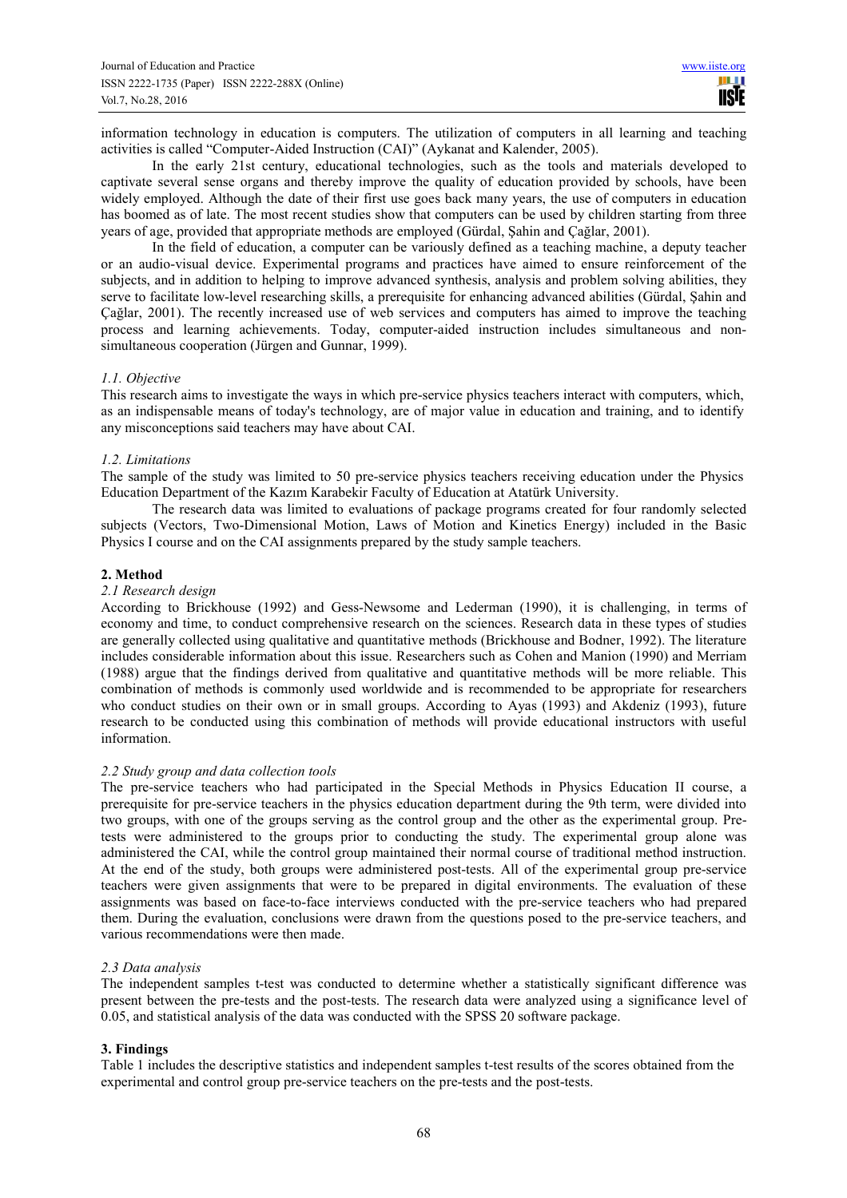information technology in education is computers. The utilization of computers in all learning and teaching activities is called "Computer-Aided Instruction (CAI)" (Aykanat and Kalender, 2005).

In the early 21st century, educational technologies, such as the tools and materials developed to captivate several sense organs and thereby improve the quality of education provided by schools, have been widely employed. Although the date of their first use goes back many years, the use of computers in education has boomed as of late. The most recent studies show that computers can be used by children starting from three years of age, provided that appropriate methods are employed (Gürdal, Şahin and Çağlar, 2001).

In the field of education, a computer can be variously defined as a teaching machine, a deputy teacher or an audio-visual device. Experimental programs and practices have aimed to ensure reinforcement of the subjects, and in addition to helping to improve advanced synthesis, analysis and problem solving abilities, they serve to facilitate low-level researching skills, a prerequisite for enhancing advanced abilities (Gürdal, Şahin and Çağlar, 2001). The recently increased use of web services and computers has aimed to improve the teaching process and learning achievements. Today, computer-aided instruction includes simultaneous and non-simultaneous cooperation (Jürgen and Gunnar, 1999).

### *1.1. Objective*

This research aims to investigate the ways in which pre-service physics teachers interact with computers, which, as an indispensable means of today's technology, are of major value in education and training, and to identify any misconceptions said teachers may have about CAI.

### *1.2. Limitations*

The sample of the study was limited to 50 pre-service physics teachers receiving education under the Physics Education Department of the Kazım Karabekir Faculty of Education at Atatürk University.

The research data was limited to evaluations of package programs created for four randomly selected subjects (Vectors, Two-Dimensional Motion, Laws of Motion and Kinetics Energy) included in the Basic Physics I course and on the CAI assignments prepared by the study sample teachers.

## 2. Method

### *2.1 Research design*

According to Brickhouse (1992) and Gess-Newsome and Lederman (1990), it is challenging, in terms of economy and time, to conduct comprehensive research on the sciences. Research data in these types of studies are generally collected using qualitative and quantitative methods (Brickhouse and Bodner, 1992). The literature includes considerable information about this issue. Researchers such as Cohen and Manion (1990) and Merriam (1988) argue that the findings derived from qualitative and quantitative methods will be more reliable. This combination of methods is commonly used worldwide and is recommended to be appropriate for researchers who conduct studies on their own or in small groups. According to Ayas (1993) and Akdeniz (1993), future research to be conducted using this combination of methods will provide educational instructors with useful information.

### *2.2 Study group and data collection tools*

The pre-service teachers who had participated in the Special Methods in Physics Education II course, a prerequisite for pre-service teachers in the physics education department during the 9th term, were divided into two groups, with one of the groups serving as the control group and the other as the experimental group. Pre-tests were administered to the groups prior to conducting the study. The experimental group alone was administered the CAI, while the control group maintained their normal course of traditional method instruction. At the end of the study, both groups were administered post-tests. All of the experimental group pre-service teachers were given assignments that were to be prepared in digital environments. The evaluation of these assignments was based on face-to-face interviews conducted with the pre-service teachers who had prepared them. During the evaluation, conclusions were drawn from the questions posed to the pre-service teachers, and various recommendations were then made.

### *2.3 Data analysis*

The independent samples t-test was conducted to determine whether a statistically significant difference was present between the pre-tests and the post-tests. The research data were analyzed using a significance level of 0.05, and statistical analysis of the data was conducted with the SPSS 20 software package.

## 3. Findings

Table 1 includes the descriptive statistics and independent samples t-test results of the scores obtained from the experimental and control group pre-service teachers on the pre-tests and the post-tests.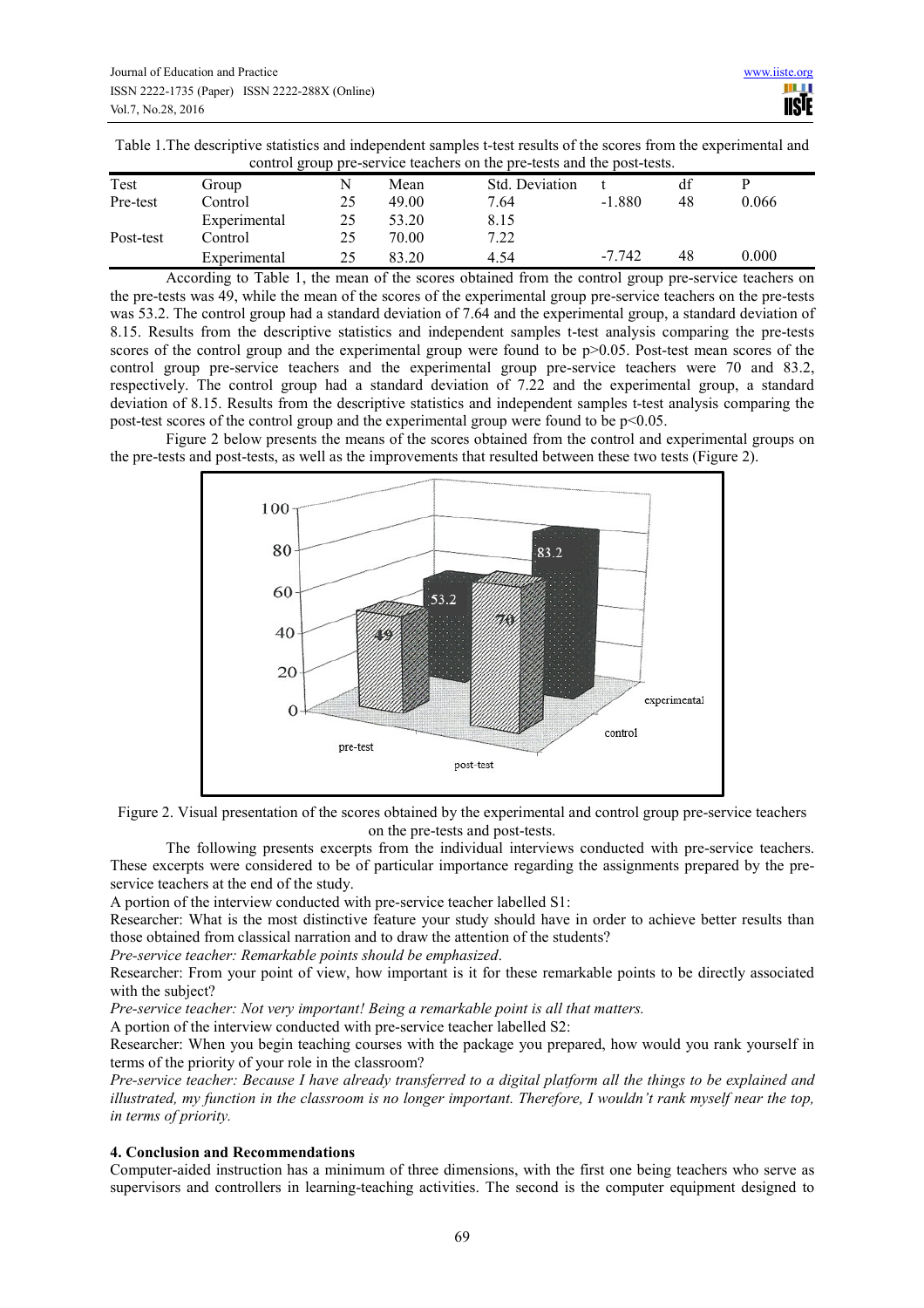Table 1.The descriptive statistics and independent samples t-test results of the scores from the experimental and control group pre-service teachers on the pre-tests and the post-tests.

| Test | Group | N | Mean | Std. Deviation | t | df | P |
|---|---|---|---|---|---|---|---|
| Pre-test | Control | 25 | 49.00 | 7.64 | -1.880 | 48 | 0.066 |
| | Experimental | 25 | 53.20 | 8.15 | | | |
| Post-test | Control | 25 | 70.00 | 7.22 | | | |
| | Experimental | 25 | 83.20 | 4.54 | -7.742 | 48 | 0.000 |

According to Table 1, the mean of the scores obtained from the control group pre-service teachers on the pre-tests was 49, while the mean of the scores of the experimental group pre-service teachers on the pre-tests was 53.2. The control group had a standard deviation of 7.64 and the experimental group, a standard deviation of 8.15. Results from the descriptive statistics and independent samples t-test analysis comparing the pre-tests scores of the control group and the experimental group were found to be $p>0.05$. Post-test mean scores of the control group pre-service teachers and the experimental group pre-service teachers were 70 and 83.2, respectively. The control group had a standard deviation of 7.22 and the experimental group, a standard deviation of 8.15. Results from the descriptive statistics and independent samples t-test analysis comparing the post-test scores of the control group and the experimental group were found to be $p<0.05$.

Figure 2 below presents the means of the scores obtained from the control and experimental groups on the pre-tests and post-tests, as well as the improvements that resulted between these two tests (Figure 2).

Figure 2. Visual presentation of the scores obtained by the experimental and control group pre-service teachers on the pre-tests and post-tests.

The following presents excerpts from the individual interviews conducted with pre-service teachers. These excerpts were considered to be of particular importance regarding the assignments prepared by the pre-service teachers at the end of the study.

A portion of the interview conducted with pre-service teacher labelled S1:

Researcher: What is the most distinctive feature your study should have in order to achieve better results than those obtained from classical narration and to draw the attention of the students?

*Pre-service teacher: Remarkable points should be emphasized*.

Researcher: From your point of view, how important is it for these remarkable points to be directly associated with the subject?

*Pre-service teacher: Not very important! Being a remarkable point is all that matters.*

A portion of the interview conducted with pre-service teacher labelled S2:

Researcher: When you begin teaching courses with the package you prepared, how would you rank yourself in terms of the priority of your role in the classroom?

*Pre-service teacher: Because I have already transferred to a digital platform all the things to be explained and illustrated, my function in the classroom is no longer important. Therefore, I wouldn't rank myself near the top, in terms of priority.*

## 4. Conclusion and Recommendations

Computer-aided instruction has a minimum of three dimensions, with the first one being teachers who serve as supervisors and controllers in learning-teaching activities. The second is the computer equipment designed to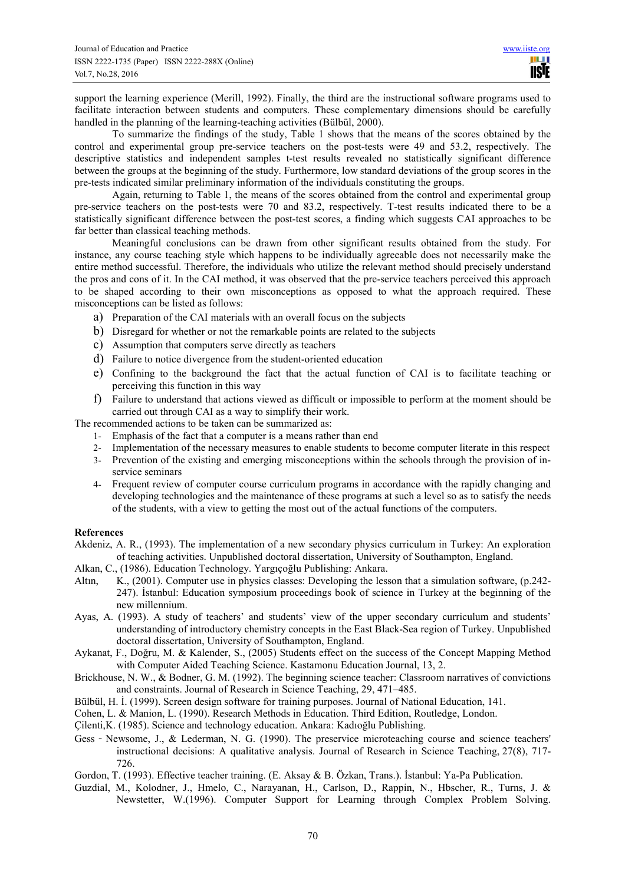support the learning experience (Merill, 1992). Finally, the third are the instructional software programs used to facilitate interaction between students and computers. These complementary dimensions should be carefully handled in the planning of the learning-teaching activities (Bülbül, 2000).

To summarize the findings of the study, Table 1 shows that the means of the scores obtained by the control and experimental group pre-service teachers on the post-tests were 49 and 53.2, respectively. The descriptive statistics and independent samples t-test results revealed no statistically significant difference between the groups at the beginning of the study. Furthermore, low standard deviations of the group scores in the pre-tests indicated similar preliminary information of the individuals constituting the groups.

Again, returning to Table 1, the means of the scores obtained from the control and experimental group pre-service teachers on the post-tests were 70 and 83.2, respectively. T-test results indicated there to be a statistically significant difference between the post-test scores, a finding which suggests CAI approaches to be far better than classical teaching methods.

Meaningful conclusions can be drawn from other significant results obtained from the study. For instance, any course teaching style which happens to be individually agreeable does not necessarily make the entire method successful. Therefore, the individuals who utilize the relevant method should precisely understand the pros and cons of it. In the CAI method, it was observed that the pre-service teachers perceived this approach to be shaped according to their own misconceptions as opposed to what the approach required. These misconceptions can be listed as follows:

a) Preparation of the CAI materials with an overall focus on the subjects
b) Disregard for whether or not the remarkable points are related to the subjects
c) Assumption that computers serve directly as teachers
d) Failure to notice divergence from the student-oriented education
e) Confining to the background the fact that the actual function of CAI is to facilitate teaching or perceiving this function in this way
f) Failure to understand that actions viewed as difficult or impossible to perform at the moment should be carried out through CAI as a way to simplify their work.

The recommended actions to be taken can be summarized as:

1- Emphasis of the fact that a computer is a means rather than end
2- Implementation of the necessary measures to enable students to become computer literate in this respect
3- Prevention of the existing and emerging misconceptions within the schools through the provision of in-service seminars
4- Frequent review of computer course curriculum programs in accordance with the rapidly changing and developing technologies and the maintenance of these programs at such a level so as to satisfy the needs of the students, with a view to getting the most out of the actual functions of the computers.

**References**

Akdeniz, A. R., (1993). The implementation of a new secondary physics curriculum in Turkey: An exploration of teaching activities. Unpublished doctoral dissertation, University of Southampton, England.

Alkan, C., (1986). Education Technology. Yargıçoğlu Publishing: Ankara.

Altın, K., (2001). Computer use in physics classes: Developing the lesson that a simulation software, (p.242-247). İstanbul: Education symposium proceedings book of science in Turkey at the beginning of the new millennium.

Ayas, A. (1993). A study of teachers' and students' view of the upper secondary curriculum and students' understanding of introductory chemistry concepts in the East Black-Sea region of Turkey. Unpublished doctoral dissertation, University of Southampton, England.

Aykanat, F., Doğru, M. & Kalender, S., (2005) Students effect on the success of the Concept Mapping Method with Computer Aided Teaching Science. Kastamonu Education Journal, 13, 2.

Brickhouse, N. W., & Bodner, G. M. (1992). The beginning science teacher: Classroom narratives of convictions and constraints. Journal of Research in Science Teaching, 29, 471–485.

Bülbül, H. İ. (1999). Screen design software for training purposes. Journal of National Education, 141.

Cohen, L. & Manion, L. (1990). Research Methods in Education. Third Edition, Routledge, London.

Çilenti,K. (1985). Science and technology education. Ankara: Kadıoğlu Publishing.

Gess‐Newsome, J., & Lederman, N. G. (1990). The preservice microteaching course and science teachers' instructional decisions: A qualitative analysis. Journal of Research in Science Teaching, 27(8), 717-726.

Gordon, T. (1993). Effective teacher training. (E. Aksay & B. Özkan, Trans.). İstanbul: Ya-Pa Publication.

Guzdial, M., Kolodner, J., Hmelo, C., Narayanan, H., Carlson, D., Rappin, N., Hbscher, R., Turns, J. & Newstetter, W.(1996). Computer Support for Learning through Complex Problem Solving.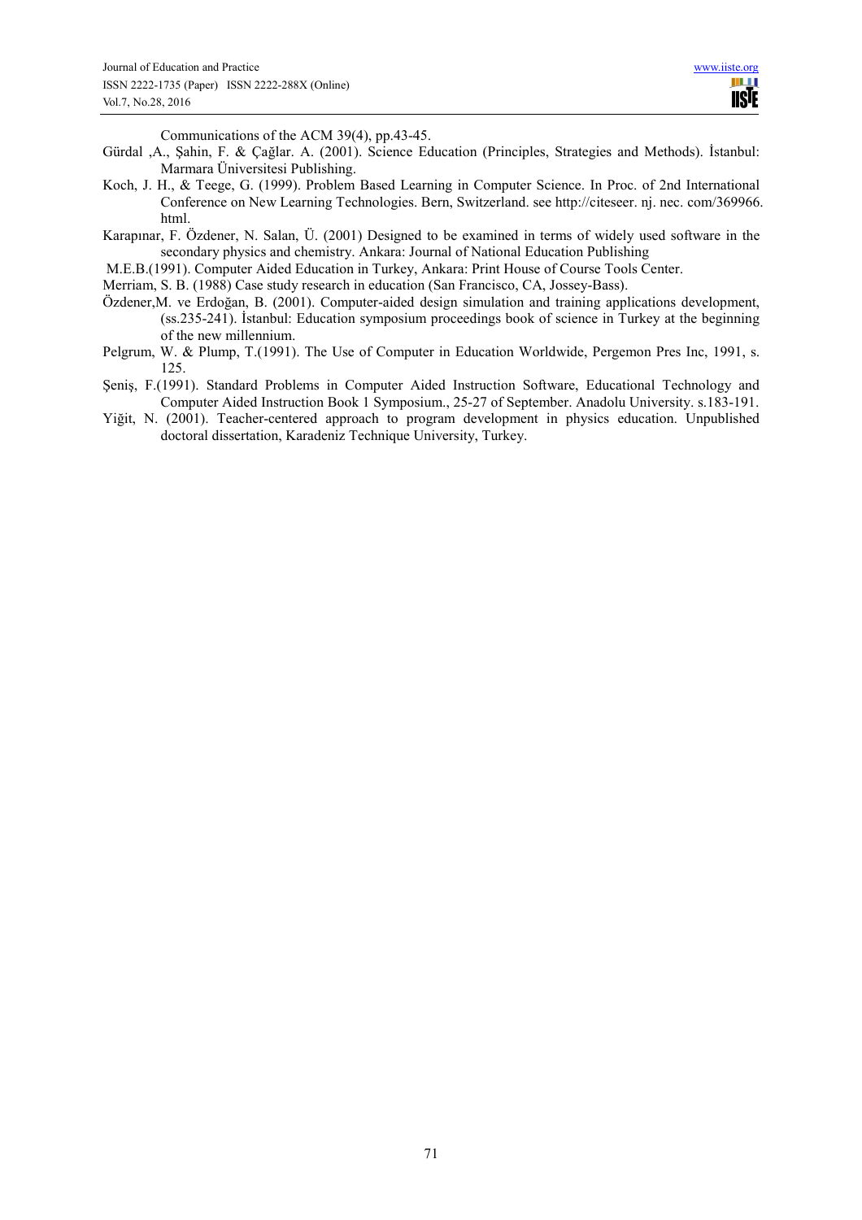Communications of the ACM 39(4), pp.43-45.

Gürdal ,A., Şahin, F. & Çağlar. A. (2001). Science Education (Principles, Strategies and Methods). İstanbul: Marmara Üniversitesi Publishing.

Koch, J. H., & Teege, G. (1999). Problem Based Learning in Computer Science. In Proc. of 2nd International Conference on New Learning Technologies. Bern, Switzerland. see http://citeseer. nj. nec. com/369966. html.

Karapınar, F. Özdener, N. Salan, Ü. (2001) Designed to be examined in terms of widely used software in the secondary physics and chemistry. Ankara: Journal of National Education Publishing

M.E.B.(1991). Computer Aided Education in Turkey, Ankara: Print House of Course Tools Center.

Merriam, S. B. (1988) Case study research in education (San Francisco, CA, Jossey-Bass).

Özdener,M. ve Erdoğan, B. (2001). Computer-aided design simulation and training applications development, (ss.235-241). İstanbul: Education symposium proceedings book of science in Turkey at the beginning of the new millennium.

Pelgrum, W. & Plump, T.(1991). The Use of Computer in Education Worldwide, Pergemon Pres Inc, 1991, s. 125.

Şeniş, F.(1991). Standard Problems in Computer Aided Instruction Software, Educational Technology and Computer Aided Instruction Book 1 Symposium., 25-27 of September. Anadolu University. s.183-191.

Yiğit, N. (2001). Teacher-centered approach to program development in physics education. Unpublished doctoral dissertation, Karadeniz Technique University, Turkey.